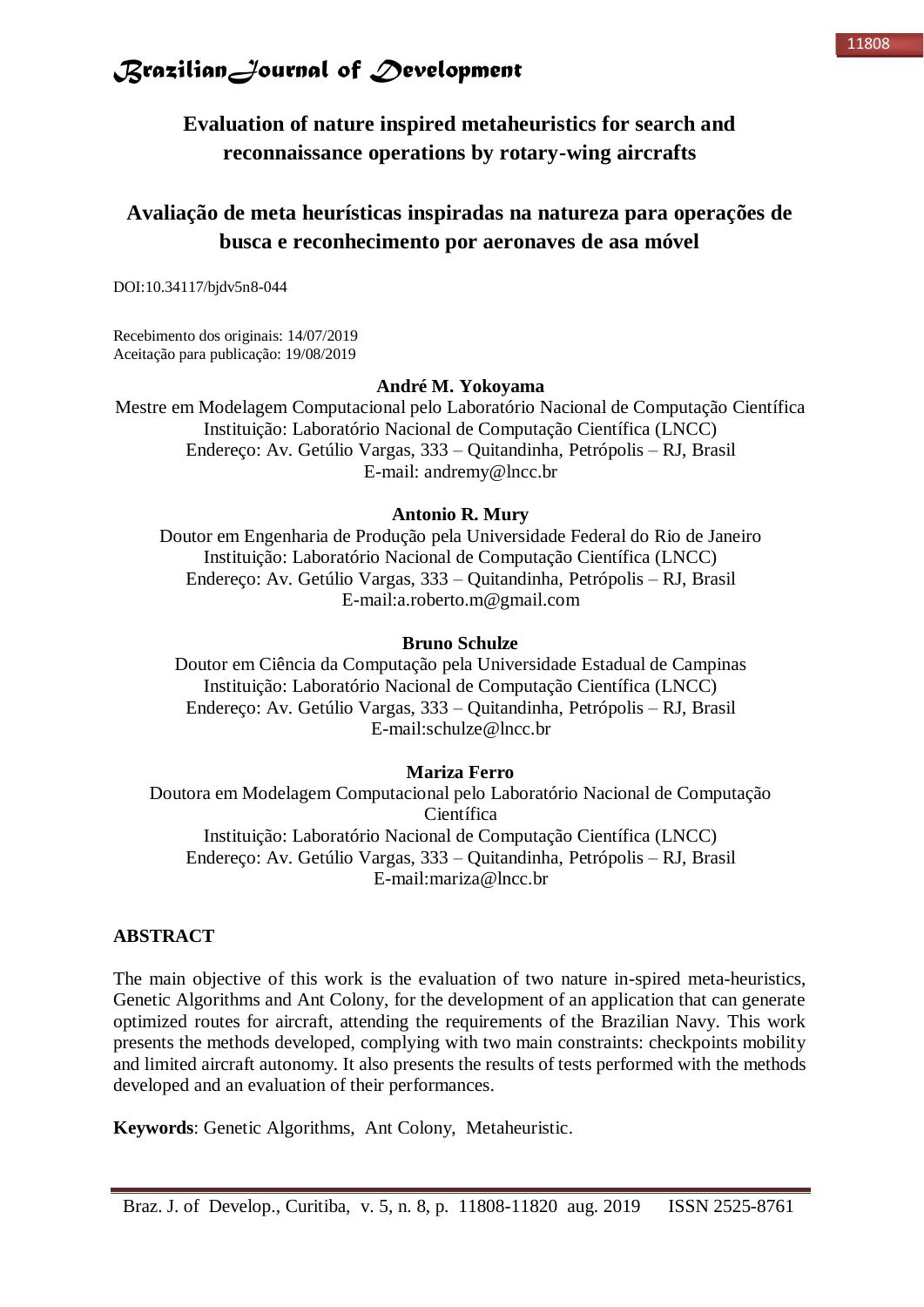# Evaluation of nature inspired metaheuristics for search and reconnaissance operations by rotary-wing aircrafts

# Avaliação de meta heurísticas inspiradas na natureza para operações de busca e reconhecimento por aeronaves de asa móvel

DOI:10.34117/bjdv5n8-044

Recebimento dos originais: 14/07/2019
Aceitação para publicação: 19/08/2019

**André M. Yokoyama**
Mestre em Modelagem Computacional pelo Laboratório Nacional de Computação Científica
Instituição: Laboratório Nacional de Computação Científica (LNCC)
Endereço: Av. Getúlio Vargas, 333 – Quitandinha, Petrópolis – RJ, Brasil
E-mail: andremy@lncc.br

**Antonio R. Mury**
Doutor em Engenharia de Produção pela Universidade Federal do Rio de Janeiro
Instituição: Laboratório Nacional de Computação Científica (LNCC)
Endereço: Av. Getúlio Vargas, 333 – Quitandinha, Petrópolis – RJ, Brasil
E-mail:a.roberto.m@gmail.com

**Bruno Schulze**
Doutor em Ciência da Computação pela Universidade Estadual de Campinas
Instituição: Laboratório Nacional de Computação Científica (LNCC)
Endereço: Av. Getúlio Vargas, 333 – Quitandinha, Petrópolis – RJ, Brasil
E-mail:schulze@lncc.br

**Mariza Ferro**
Doutora em Modelagem Computacional pelo Laboratório Nacional de Computação Científica
Instituição: Laboratório Nacional de Computação Científica (LNCC)
Endereço: Av. Getúlio Vargas, 333 – Quitandinha, Petrópolis – RJ, Brasil
E-mail:mariza@lncc.br

## ABSTRACT

The main objective of this work is the evaluation of two nature in-spired meta-heuristics, Genetic Algorithms and Ant Colony, for the development of an application that can generate optimized routes for aircraft, attending the requirements of the Brazilian Navy. This work presents the methods developed, complying with two main constraints: checkpoints mobility and limited aircraft autonomy. It also presents the results of tests performed with the methods developed and an evaluation of their performances.

**Keywords**: Genetic Algorithms, Ant Colony, Metaheuristic.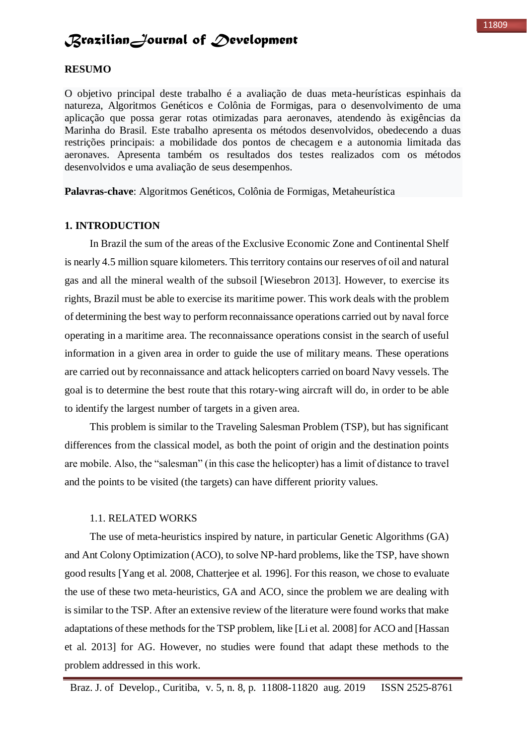**RESUMO**

O objetivo principal deste trabalho é a avaliação de duas meta-heurísticas espinhais da natureza, Algoritmos Genéticos e Colônia de Formigas, para o desenvolvimento de uma aplicação que possa gerar rotas otimizadas para aeronaves, atendendo às exigências da Marinha do Brasil. Este trabalho apresenta os métodos desenvolvidos, obedecendo a duas restrições principais: a mobilidade dos pontos de checagem e a autonomia limitada das aeronaves. Apresenta também os resultados dos testes realizados com os métodos desenvolvidos e uma avaliação de seus desempenhos.

**Palavras-chave**: Algoritmos Genéticos, Colônia de Formigas, Metaheurística

## 1. INTRODUCTION

In Brazil the sum of the areas of the Exclusive Economic Zone and Continental Shelf is nearly 4.5 million square kilometers. This territory contains our reserves of oil and natural gas and all the mineral wealth of the subsoil [Wiesebron 2013]. However, to exercise its rights, Brazil must be able to exercise its maritime power. This work deals with the problem of determining the best way to perform reconnaissance operations carried out by naval force operating in a maritime area. The reconnaissance operations consist in the search of useful information in a given area in order to guide the use of military means. These operations are carried out by reconnaissance and attack helicopters carried on board Navy vessels. The goal is to determine the best route that this rotary-wing aircraft will do, in order to be able to identify the largest number of targets in a given area.

This problem is similar to the Traveling Salesman Problem (TSP), but has significant differences from the classical model, as both the point of origin and the destination points are mobile. Also, the "salesman" (in this case the helicopter) has a limit of distance to travel and the points to be visited (the targets) can have different priority values.

### 1.1. RELATED WORKS

The use of meta-heuristics inspired by nature, in particular Genetic Algorithms (GA) and Ant Colony Optimization (ACO), to solve NP-hard problems, like the TSP, have shown good results [Yang et al. 2008, Chatterjee et al. 1996]. For this reason, we chose to evaluate the use of these two meta-heuristics, GA and ACO, since the problem we are dealing with is similar to the TSP. After an extensive review of the literature were found works that make adaptations of these methods for the TSP problem, like [Li et al. 2008] for ACO and [Hassan et al. 2013] for AG. However, no studies were found that adapt these methods to the problem addressed in this work.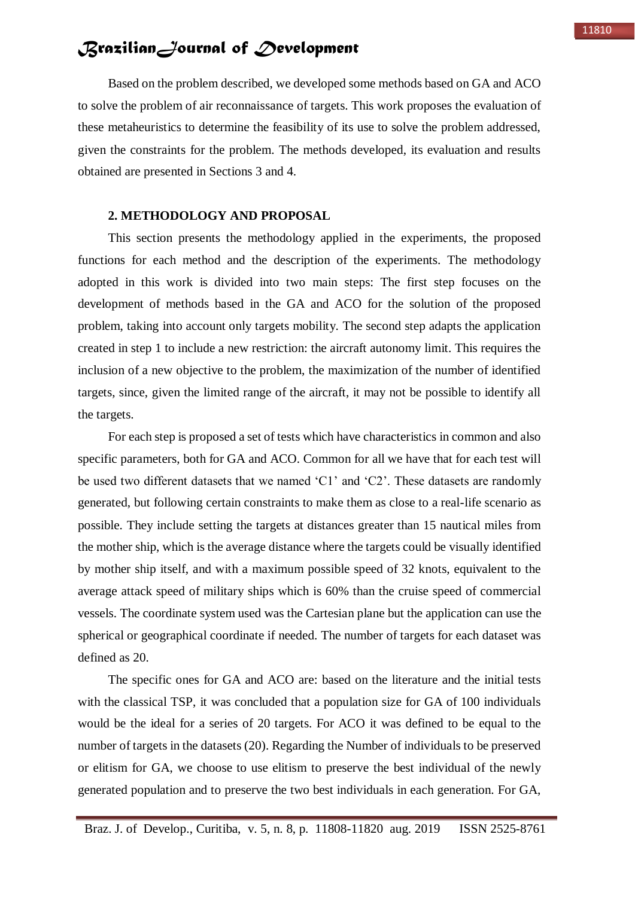Based on the problem described, we developed some methods based on GA and ACO to solve the problem of air reconnaissance of targets. This work proposes the evaluation of these metaheuristics to determine the feasibility of its use to solve the problem addressed, given the constraints for the problem. The methods developed, its evaluation and results obtained are presented in Sections 3 and 4.

## 2. METHODOLOGY AND PROPOSAL

This section presents the methodology applied in the experiments, the proposed functions for each method and the description of the experiments. The methodology adopted in this work is divided into two main steps: The first step focuses on the development of methods based in the GA and ACO for the solution of the proposed problem, taking into account only targets mobility. The second step adapts the application created in step 1 to include a new restriction: the aircraft autonomy limit. This requires the inclusion of a new objective to the problem, the maximization of the number of identified targets, since, given the limited range of the aircraft, it may not be possible to identify all the targets.

For each step is proposed a set of tests which have characteristics in common and also specific parameters, both for GA and ACO. Common for all we have that for each test will be used two different datasets that we named 'C1' and 'C2'. These datasets are randomly generated, but following certain constraints to make them as close to a real-life scenario as possible. They include setting the targets at distances greater than 15 nautical miles from the mother ship, which is the average distance where the targets could be visually identified by mother ship itself, and with a maximum possible speed of 32 knots, equivalent to the average attack speed of military ships which is 60% than the cruise speed of commercial vessels. The coordinate system used was the Cartesian plane but the application can use the spherical or geographical coordinate if needed. The number of targets for each dataset was defined as 20.

The specific ones for GA and ACO are: based on the literature and the initial tests with the classical TSP, it was concluded that a population size for GA of 100 individuals would be the ideal for a series of 20 targets. For ACO it was defined to be equal to the number of targets in the datasets (20). Regarding the Number of individuals to be preserved or elitism for GA, we choose to use elitism to preserve the best individual of the newly generated population and to preserve the two best individuals in each generation. For GA,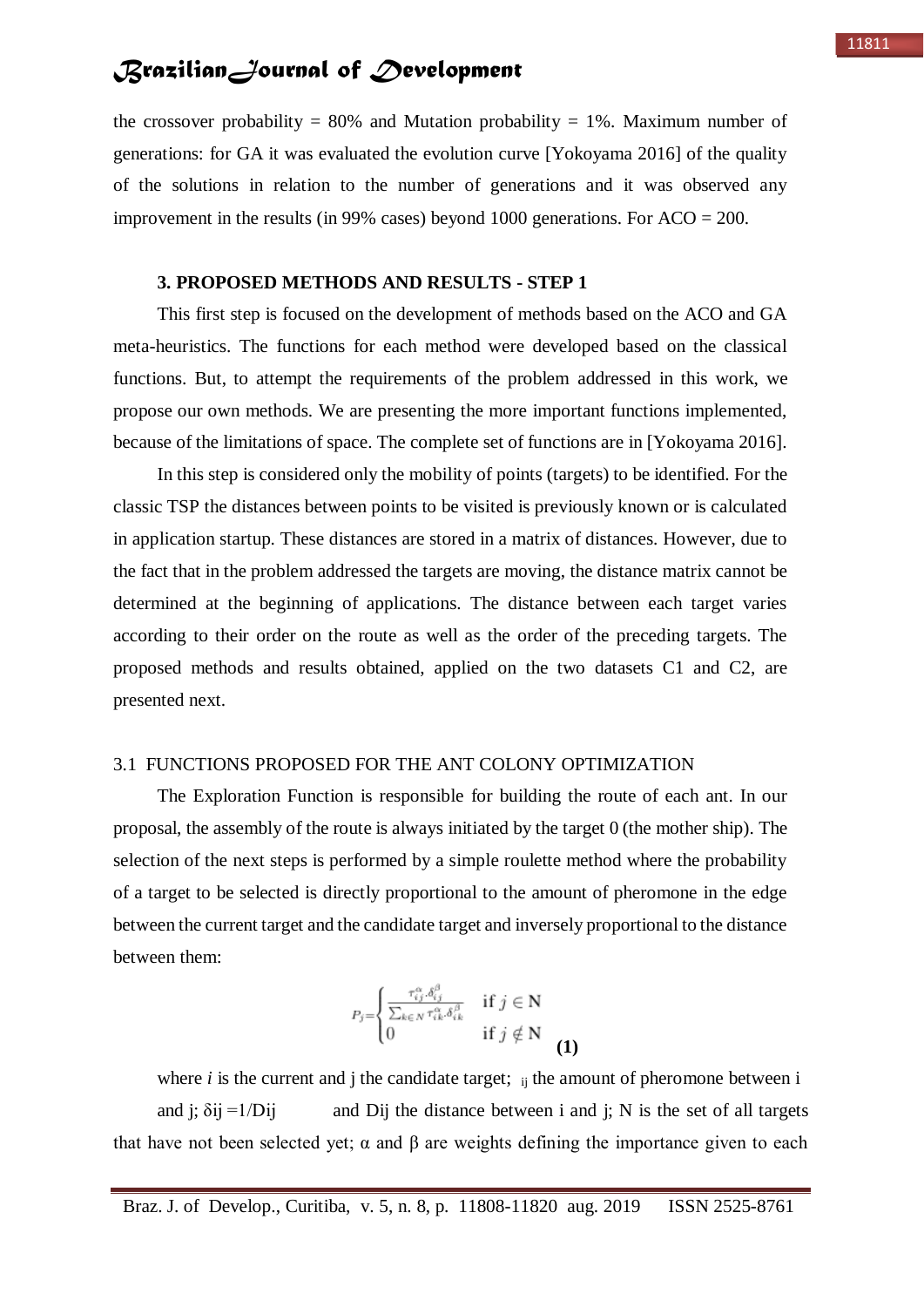the crossover probability = 80% and Mutation probability = 1%. Maximum number of generations: for GA it was evaluated the evolution curve [Yokoyama 2016] of the quality of the solutions in relation to the number of generations and it was observed any improvement in the results (in 99% cases) beyond 1000 generations. For ACO = 200.

### 3. PROPOSED METHODS AND RESULTS - STEP 1

This first step is focused on the development of methods based on the ACO and GA meta-heuristics. The functions for each method were developed based on the classical functions. But, to attempt the requirements of the problem addressed in this work, we propose our own methods. We are presenting the more important functions implemented, because of the limitations of space. The complete set of functions are in [Yokoyama 2016].

In this step is considered only the mobility of points (targets) to be identified. For the classic TSP the distances between points to be visited is previously known or is calculated in application startup. These distances are stored in a matrix of distances. However, due to the fact that in the problem addressed the targets are moving, the distance matrix cannot be determined at the beginning of applications. The distance between each target varies according to their order on the route as well as the order of the preceding targets. The proposed methods and results obtained, applied on the two datasets C1 and C2, are presented next.

### 3.1 FUNCTIONS PROPOSED FOR THE ANT COLONY OPTIMIZATION

The Exploration Function is responsible for building the route of each ant. In our proposal, the assembly of the route is always initiated by the target 0 (the mother ship). The selection of the next steps is performed by a simple roulette method where the probability of a target to be selected is directly proportional to the amount of pheromone in the edge between the current target and the candidate target and inversely proportional to the distance between them:

$$P_j = \begin{cases} \frac{\tau_{ij}^{\alpha} \cdot \delta_{ij}^{\beta}}{\sum_{k \in N} \tau_{ik}^{\alpha} \cdot \delta_{ik}^{\beta}} & \text{if } j \in \mathbf{N} \\ 0 & \text{if } j \notin \mathbf{N} \end{cases} \quad (1)$$

where $i$ is the current and j the candidate target; $_{ij}$ the amount of pheromone between i and j; $\delta ij = 1/Dij$ and Dij the distance between i and j; N is the set of all targets that have not been selected yet; α and β are weights defining the importance given to each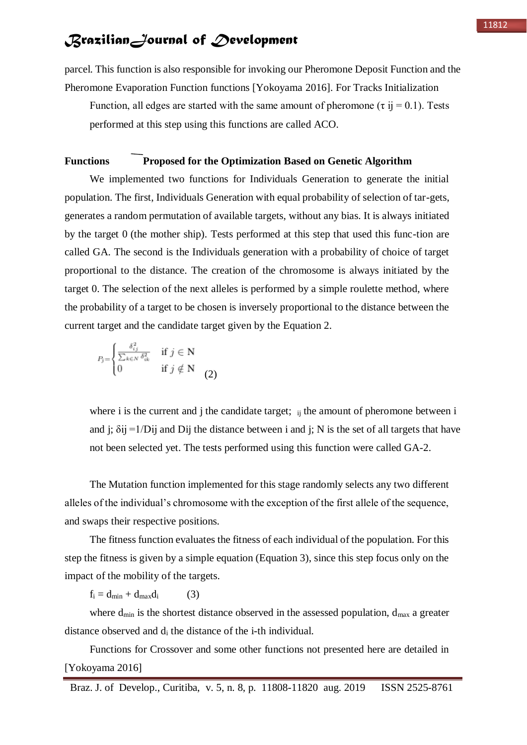parcel. This function is also responsible for invoking our Pheromone Deposit Function and the Pheromone Evaporation Function functions [Yokoyama 2016]. For Tracks Initialization Function, all edges are started with the same amount of pheromone ($\tau_{ij} = 0.1$). Tests performed at this step using this functions are called ACO.

### Functions Proposed for the Optimization Based on Genetic Algorithm

We implemented two functions for Individuals Generation to generate the initial population. The first, Individuals Generation with equal probability of selection of tar-gets, generates a random permutation of available targets, without any bias. It is always initiated by the target 0 (the mother ship). Tests performed at this step that used this func-tion are called GA. The second is the Individuals generation with a probability of choice of target proportional to the distance. The creation of the chromosome is always initiated by the target 0. The selection of the next alleles is performed by a simple roulette method, where the probability of a target to be chosen is inversely proportional to the distance between the current target and the candidate target given by the Equation 2.

$$P_j = \begin{cases} \frac{\delta_{ij}^2}{\sum_{k \in N} \delta_{ik}^2} & \text{if } j \in \mathbf{N} \\ 0 & \text{if } j \notin \mathbf{N} \end{cases} \quad (2)$$

where i is the current and j the candidate target; $_{ij}$ the amount of pheromone between i and j; $\delta_{ij} = 1/D_{ij}$ and $D_{ij}$ the distance between i and j; N is the set of all targets that have not been selected yet. The tests performed using this function were called GA-2.

The Mutation function implemented for this stage randomly selects any two different alleles of the individual's chromosome with the exception of the first allele of the sequence, and swaps their respective positions.

The fitness function evaluates the fitness of each individual of the population. For this step the fitness is given by a simple equation (Equation 3), since this step focus only on the impact of the mobility of the targets.

$$f_i = d_{min} + d_{max} d_i \quad (3)$$

where $d_{min}$ is the shortest distance observed in the assessed population, $d_{max}$ a greater distance observed and $d_i$ the distance of the i-th individual.

Functions for Crossover and some other functions not presented here are detailed in [Yokoyama 2016]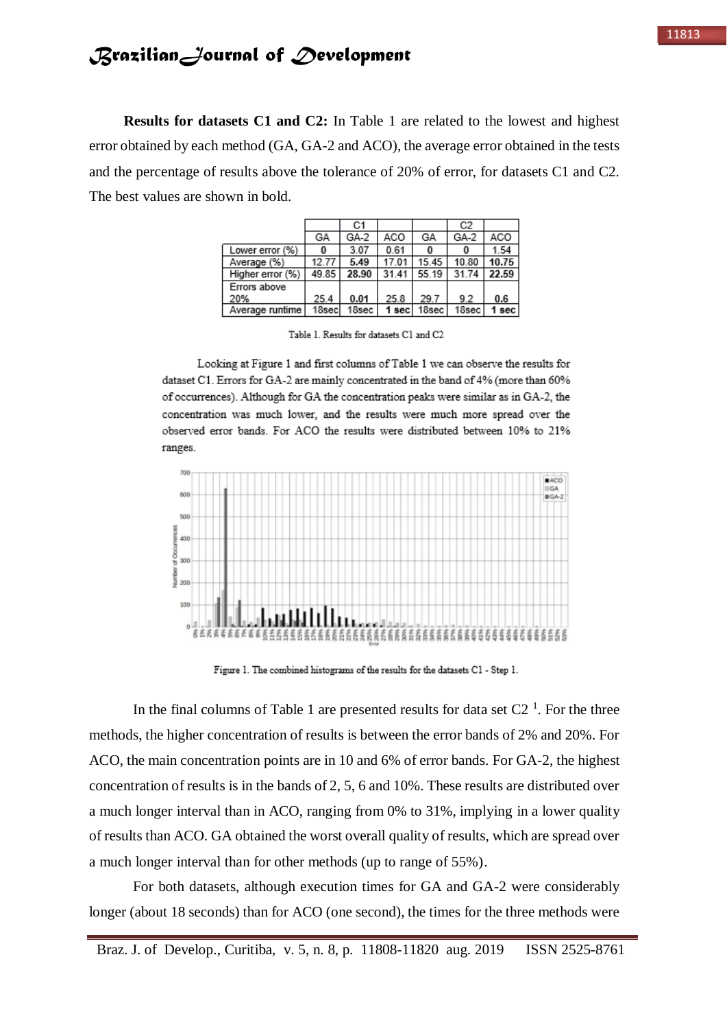**Results for datasets C1 and C2:** In Table 1 are related to the lowest and highest error obtained by each method (GA, GA-2 and ACO), the average error obtained in the tests and the percentage of results above the tolerance of 20% of error, for datasets C1 and C2. The best values are shown in bold.

| | C1 | | | C2 | | |
|---|---|---|---|---|---|---|
| | GA | GA-2 | ACO | GA | GA-2 | ACO |
| Lower error (%) | **0** | 3.07 | 0.61 | **0** | **0** | 1.54 |
| Average (%) | 12.77 | **5.49** | 17.01 | 15.45 | 10.80 | **10.75** |
| Higher error (%) | 49.85 | **28.90** | 31.41 | 55.19 | 31.74 | **22.59** |
| Errors above 20% | 25.4 | **0.01** | 25.8 | 29.7 | 9.2 | **0.6** |
| Average runtime | 18sec | 18sec | **1 sec** | 18sec | 18sec | **1 sec** |

Table 1. Results for datasets C1 and C2

Looking at Figure 1 and first columns of Table 1 we can observe the results for dataset C1. Errors for GA-2 are mainly concentrated in the band of 4% (more than 60% of occurrences). Although for GA the concentration peaks were similar as in GA-2, the concentration was much lower, and the results were much more spread over the observed error bands. For ACO the results were distributed between 10% to 21% ranges.

Figure 1. The combined histograms of the results for the datasets C1 - Step 1.

In the final columns of Table 1 are presented results for data set C2 [1]. For the three methods, the higher concentration of results is between the error bands of 2% and 20%. For ACO, the main concentration points are in 10 and 6% of error bands. For GA-2, the highest concentration of results is in the bands of 2, 5, 6 and 10%. These results are distributed over a much longer interval than in ACO, ranging from 0% to 31%, implying in a lower quality of results than ACO. GA obtained the worst overall quality of results, which are spread over a much longer interval than for other methods (up to range of 55%).

For both datasets, although execution times for GA and GA-2 were considerably longer (about 18 seconds) than for ACO (one second), the times for the three methods were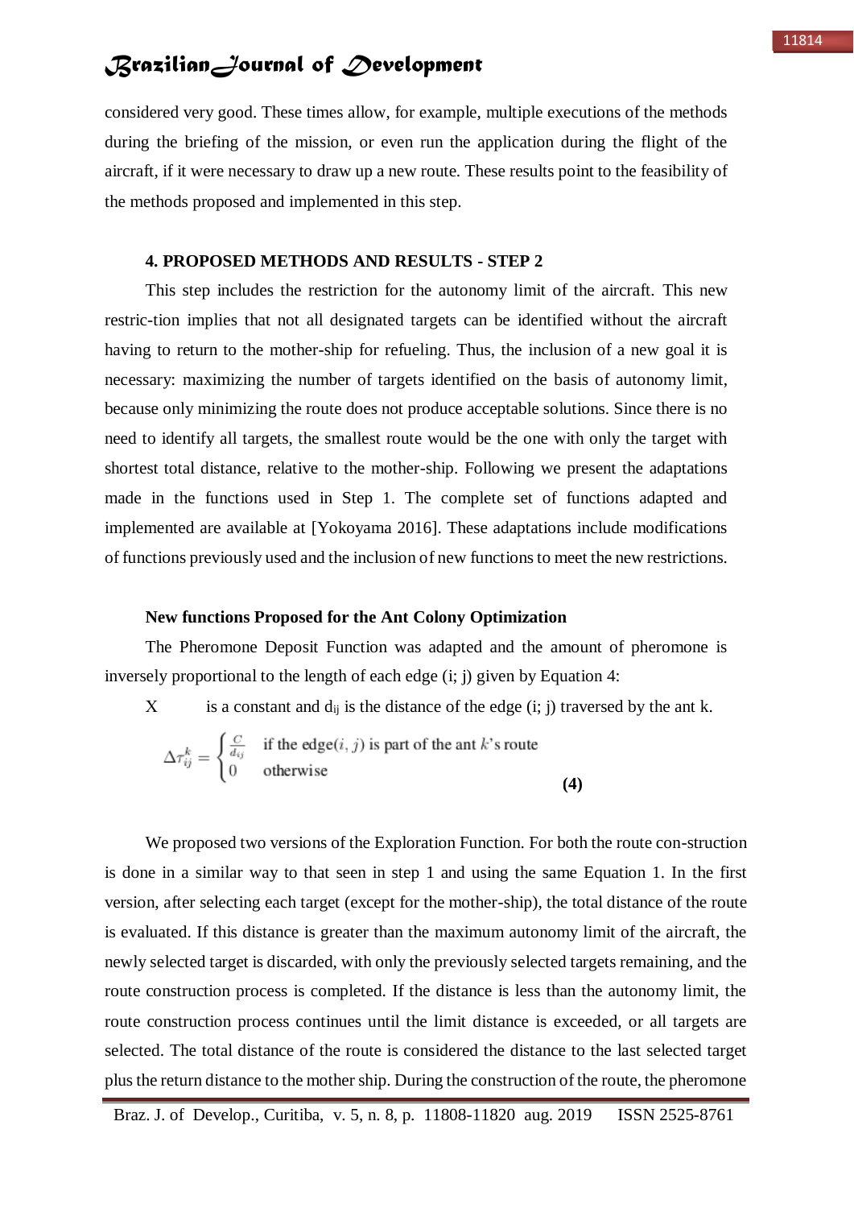considered very good. These times allow, for example, multiple executions of the methods during the briefing of the mission, or even run the application during the flight of the aircraft, if it were necessary to draw up a new route. These results point to the feasibility of the methods proposed and implemented in this step.

## 4. PROPOSED METHODS AND RESULTS - STEP 2

This step includes the restriction for the autonomy limit of the aircraft. This new restric-tion implies that not all designated targets can be identified without the aircraft having to return to the mother-ship for refueling. Thus, the inclusion of a new goal it is necessary: maximizing the number of targets identified on the basis of autonomy limit, because only minimizing the route does not produce acceptable solutions. Since there is no need to identify all targets, the smallest route would be the one with only the target with shortest total distance, relative to the mother-ship. Following we present the adaptations made in the functions used in Step 1. The complete set of functions adapted and implemented are available at [Yokoyama 2016]. These adaptations include modifications of functions previously used and the inclusion of new functions to meet the new restrictions.

### New functions Proposed for the Ant Colony Optimization

The Pheromone Deposit Function was adapted and the amount of pheromone is inversely proportional to the length of each edge (i; j) given by Equation 4:

X is a constant and $d_{ij}$ is the distance of the edge (i; j) traversed by the ant k.

$$\Delta\tau_{ij}^{k} = \begin{cases} \frac{C}{d_{ij}} & \text{if the edge}(i,j) \text{ is part of the ant } k\text{'s route} \\ 0 & \text{otherwise} \end{cases} \quad (4)$$

We proposed two versions of the Exploration Function. For both the route con-struction is done in a similar way to that seen in step 1 and using the same Equation 1. In the first version, after selecting each target (except for the mother-ship), the total distance of the route is evaluated. If this distance is greater than the maximum autonomy limit of the aircraft, the newly selected target is discarded, with only the previously selected targets remaining, and the route construction process is completed. If the distance is less than the autonomy limit, the route construction process continues until the limit distance is exceeded, or all targets are selected. The total distance of the route is considered the distance to the last selected target plus the return distance to the mother ship. During the construction of the route, the pheromone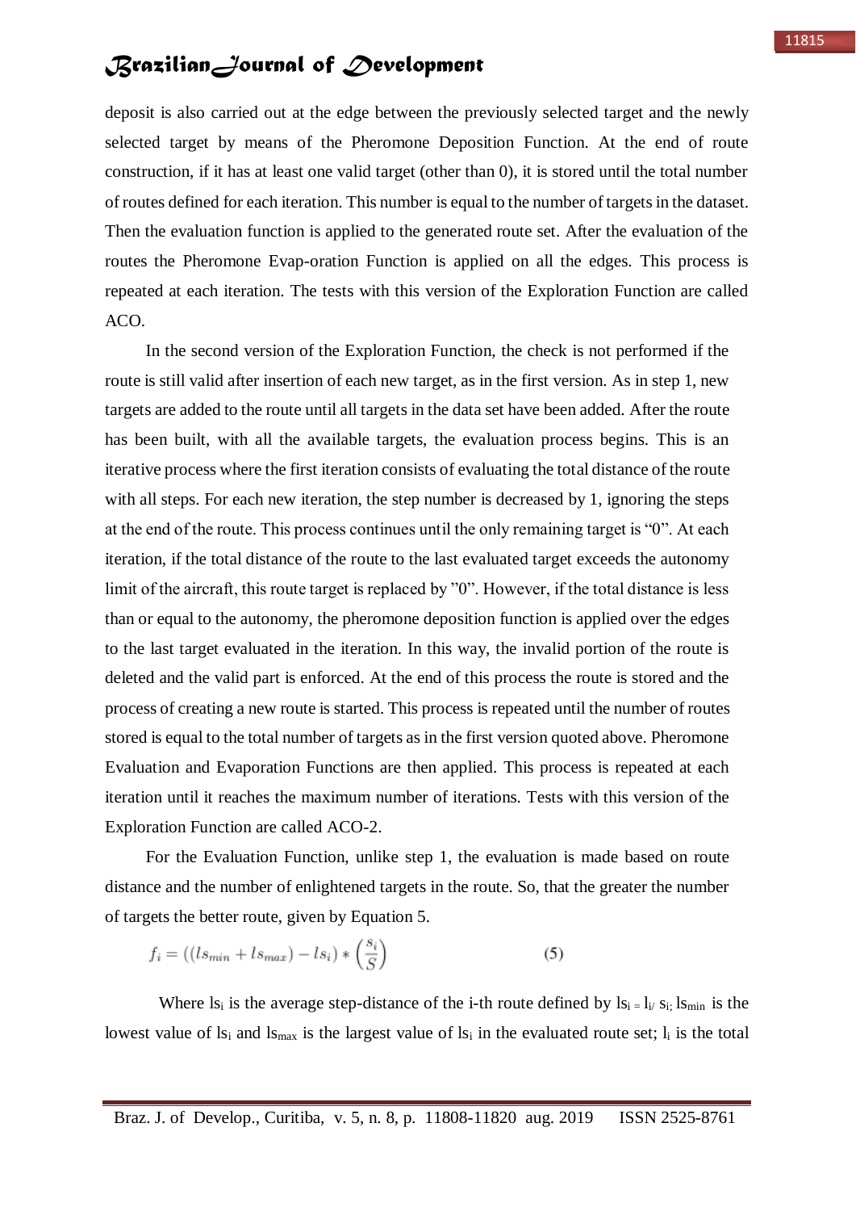deposit is also carried out at the edge between the previously selected target and the newly selected target by means of the Pheromone Deposition Function. At the end of route construction, if it has at least one valid target (other than 0), it is stored until the total number of routes defined for each iteration. This number is equal to the number of targets in the dataset. Then the evaluation function is applied to the generated route set. After the evaluation of the routes the Pheromone Evap-oration Function is applied on all the edges. This process is repeated at each iteration. The tests with this version of the Exploration Function are called ACO.

In the second version of the Exploration Function, the check is not performed if the route is still valid after insertion of each new target, as in the first version. As in step 1, new targets are added to the route until all targets in the data set have been added. After the route has been built, with all the available targets, the evaluation process begins. This is an iterative process where the first iteration consists of evaluating the total distance of the route with all steps. For each new iteration, the step number is decreased by 1, ignoring the steps at the end of the route. This process continues until the only remaining target is "0". At each iteration, if the total distance of the route to the last evaluated target exceeds the autonomy limit of the aircraft, this route target is replaced by "0". However, if the total distance is less than or equal to the autonomy, the pheromone deposition function is applied over the edges to the last target evaluated in the iteration. In this way, the invalid portion of the route is deleted and the valid part is enforced. At the end of this process the route is stored and the process of creating a new route is started. This process is repeated until the number of routes stored is equal to the total number of targets as in the first version quoted above. Pheromone Evaluation and Evaporation Functions are then applied. This process is repeated at each iteration until it reaches the maximum number of iterations. Tests with this version of the Exploration Function are called ACO-2.

For the Evaluation Function, unlike step 1, the evaluation is made based on route distance and the number of enlightened targets in the route. So, that the greater the number of targets the better route, given by Equation 5.

$$f_i = ((ls_{min} + ls_{max}) - ls_i) * \left(\frac{s_i}{S}\right) \qquad (5)$$

Where $ls_i$ is the average step-distance of the i-th route defined by $ls_i = l_i / s_i$; $ls_{min}$ is the lowest value of $ls_i$ and $ls_{max}$ is the largest value of $ls_i$ in the evaluated route set; $l_i$ is the total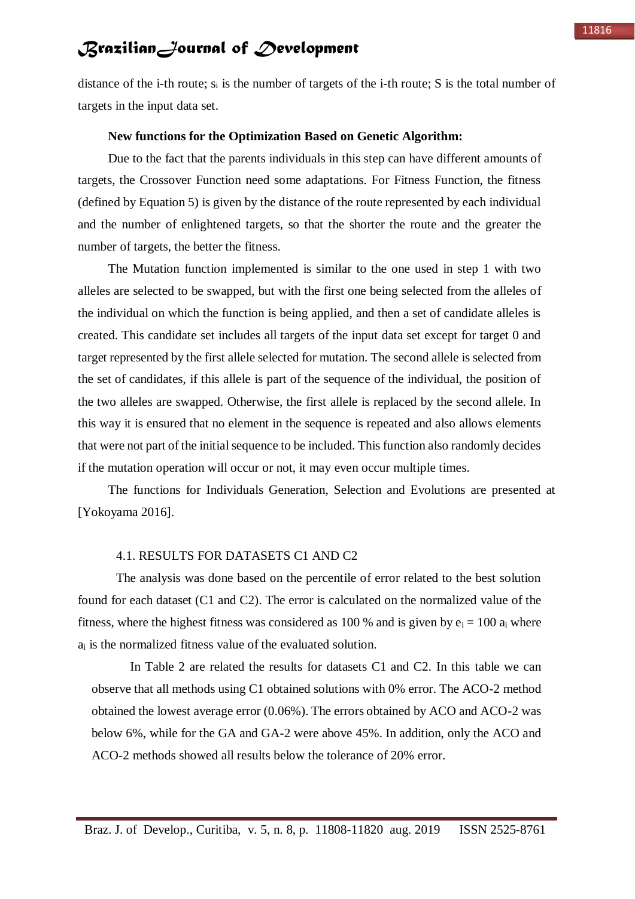distance of the i-th route; $s_i$ is the number of targets of the i-th route; S is the total number of targets in the input data set.

**New functions for the Optimization Based on Genetic Algorithm:**

Due to the fact that the parents individuals in this step can have different amounts of targets, the Crossover Function need some adaptations. For Fitness Function, the fitness (defined by Equation 5) is given by the distance of the route represented by each individual and the number of enlightened targets, so that the shorter the route and the greater the number of targets, the better the fitness.

The Mutation function implemented is similar to the one used in step 1 with two alleles are selected to be swapped, but with the first one being selected from the alleles of the individual on which the function is being applied, and then a set of candidate alleles is created. This candidate set includes all targets of the input data set except for target 0 and target represented by the first allele selected for mutation. The second allele is selected from the set of candidates, if this allele is part of the sequence of the individual, the position of the two alleles are swapped. Otherwise, the first allele is replaced by the second allele. In this way it is ensured that no element in the sequence is repeated and also allows elements that were not part of the initial sequence to be included. This function also randomly decides if the mutation operation will occur or not, it may even occur multiple times.

The functions for Individuals Generation, Selection and Evolutions are presented at [Yokoyama 2016].

### 4.1. RESULTS FOR DATASETS C1 AND C2

The analysis was done based on the percentile of error related to the best solution found for each dataset (C1 and C2). The error is calculated on the normalized value of the fitness, where the highest fitness was considered as 100 % and is given by $e_i = 100\ a_i$ where $a_i$ is the normalized fitness value of the evaluated solution.

In Table 2 are related the results for datasets C1 and C2. In this table we can observe that all methods using C1 obtained solutions with 0% error. The ACO-2 method obtained the lowest average error (0.06%). The errors obtained by ACO and ACO-2 was below 6%, while for the GA and GA-2 were above 45%. In addition, only the ACO and ACO-2 methods showed all results below the tolerance of 20% error.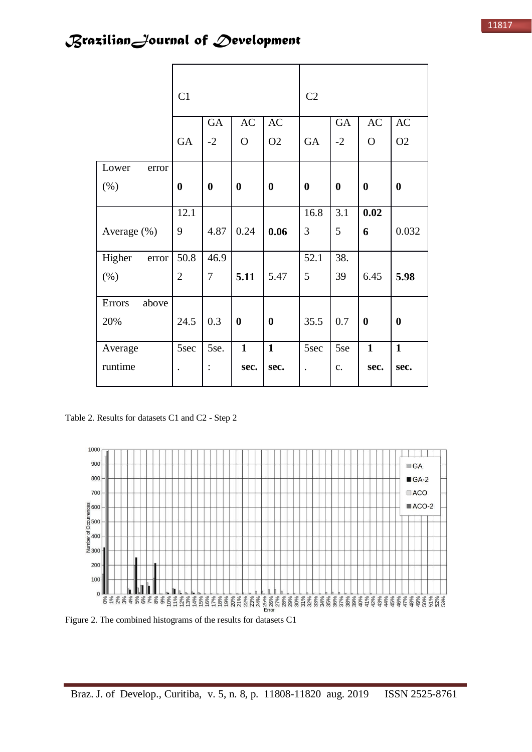| | C1 | | | | C2 | | | |
|---|---|---|---|---|---|---|---|---|
| | GA | GA-2 | ACO | ACO2 | GA | GA-2 | ACO | ACO2 |
| Lower error (%) | **0** | **0** | **0** | **0** | **0** | **0** | **0** | **0** |
| Average (%) | 12.19 | 4.87 | 0.24 | **0.06** | 16.83 | 3.15 | **0.026** | 0.032 |
| Higher error (%) | 50.82 | 46.97 | **5.11** | 5.47 | 52.15 | 38.39 | 6.45 | **5.98** |
| Errors above 20% | 24.5 | 0.3 | **0** | **0** | 35.5 | 0.7 | **0** | **0** |
| Average runtime | 5sec. | 5se.: | **1 sec.** | **1 sec.** | 5sec. | 5sec. | **1 sec.** | **1 sec.** |

Table 2. Results for datasets C1 and C2 - Step 2

Figure 2. The combined histograms of the results for datasets C1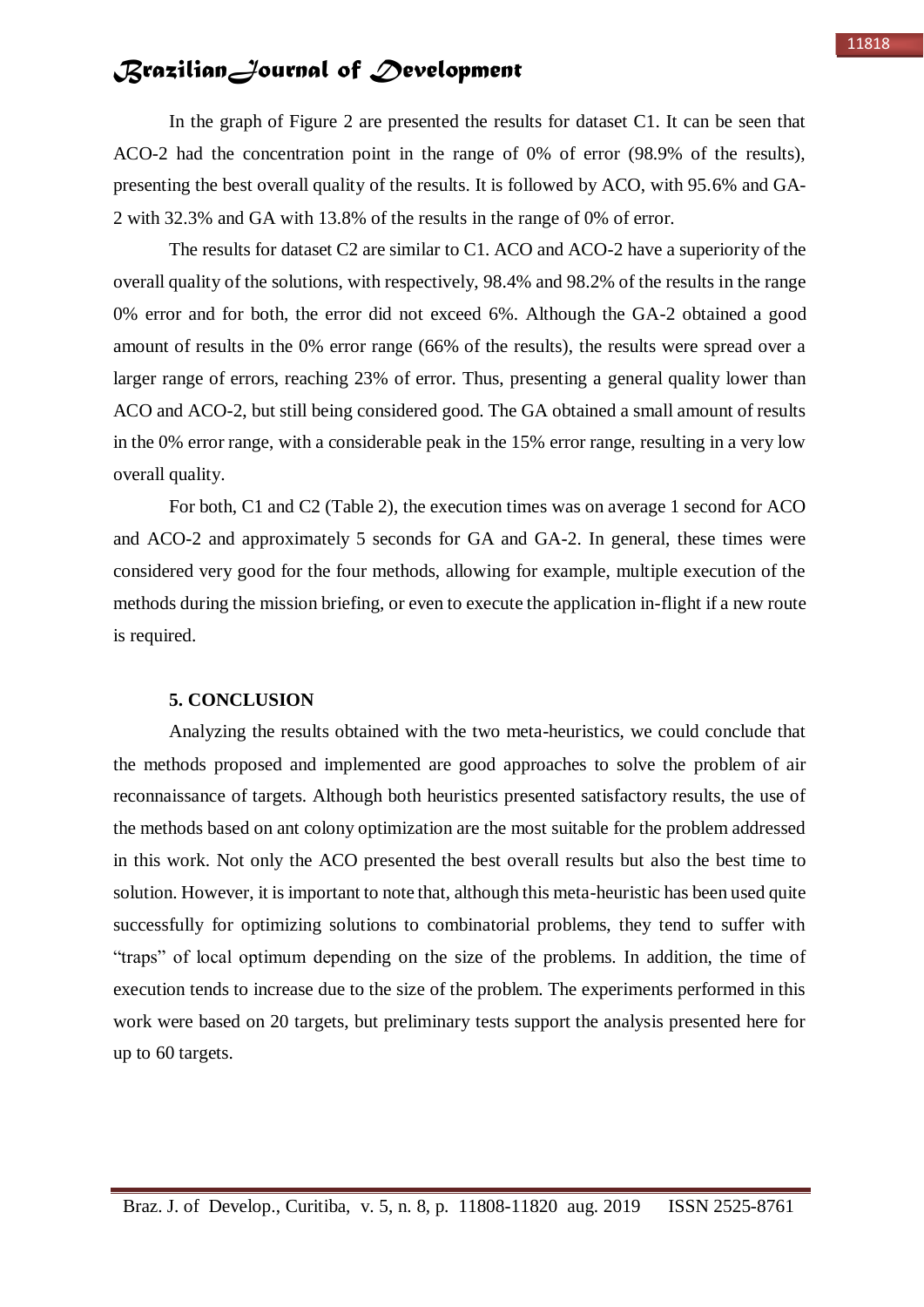In the graph of Figure 2 are presented the results for dataset C1. It can be seen that ACO-2 had the concentration point in the range of 0% of error (98.9% of the results), presenting the best overall quality of the results. It is followed by ACO, with 95.6% and GA-2 with 32.3% and GA with 13.8% of the results in the range of 0% of error.

The results for dataset C2 are similar to C1. ACO and ACO-2 have a superiority of the overall quality of the solutions, with respectively, 98.4% and 98.2% of the results in the range 0% error and for both, the error did not exceed 6%. Although the GA-2 obtained a good amount of results in the 0% error range (66% of the results), the results were spread over a larger range of errors, reaching 23% of error. Thus, presenting a general quality lower than ACO and ACO-2, but still being considered good. The GA obtained a small amount of results in the 0% error range, with a considerable peak in the 15% error range, resulting in a very low overall quality.

For both, C1 and C2 (Table 2), the execution times was on average 1 second for ACO and ACO-2 and approximately 5 seconds for GA and GA-2. In general, these times were considered very good for the four methods, allowing for example, multiple execution of the methods during the mission briefing, or even to execute the application in-flight if a new route is required.

## 5. CONCLUSION

Analyzing the results obtained with the two meta-heuristics, we could conclude that the methods proposed and implemented are good approaches to solve the problem of air reconnaissance of targets. Although both heuristics presented satisfactory results, the use of the methods based on ant colony optimization are the most suitable for the problem addressed in this work. Not only the ACO presented the best overall results but also the best time to solution. However, it is important to note that, although this meta-heuristic has been used quite successfully for optimizing solutions to combinatorial problems, they tend to suffer with "traps" of local optimum depending on the size of the problems. In addition, the time of execution tends to increase due to the size of the problem. The experiments performed in this work were based on 20 targets, but preliminary tests support the analysis presented here for up to 60 targets.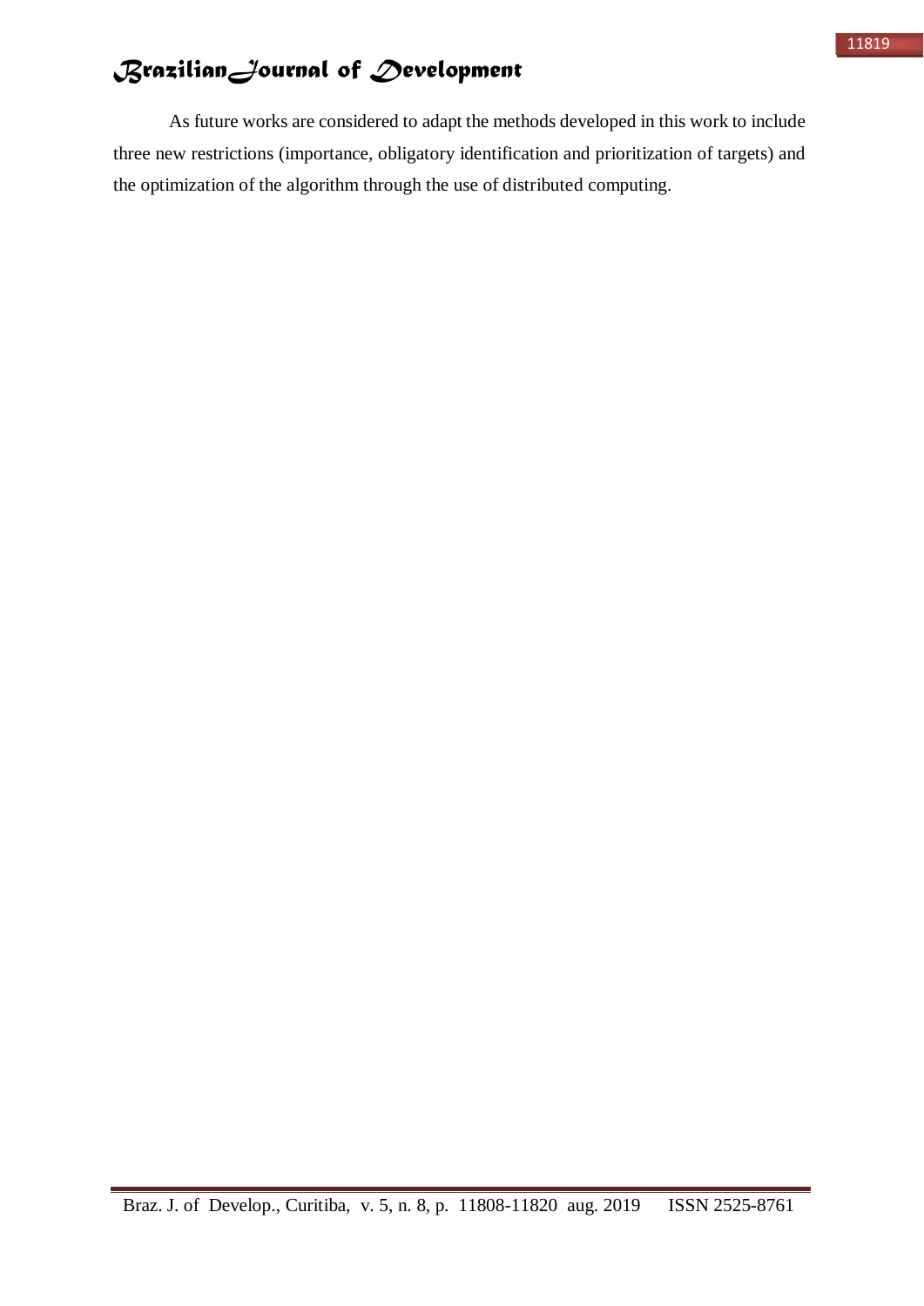As future works are considered to adapt the methods developed in this work to include three new restrictions (importance, obligatory identification and prioritization of targets) and the optimization of the algorithm through the use of distributed computing.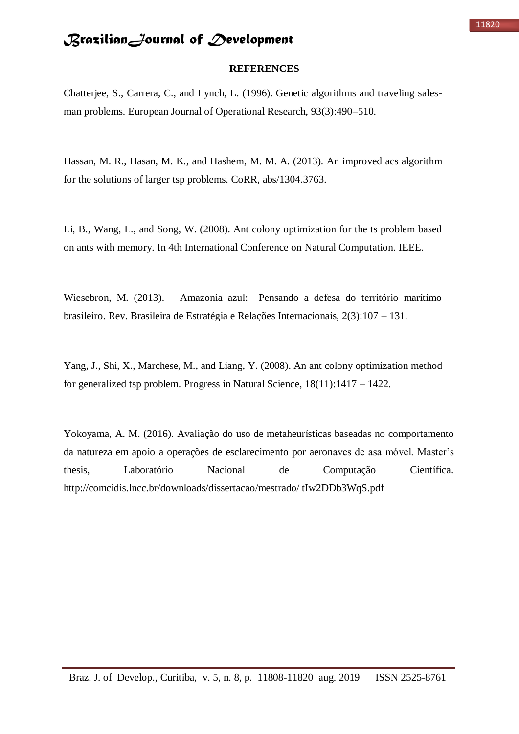## REFERENCES

Chatterjee, S., Carrera, C., and Lynch, L. (1996). Genetic algorithms and traveling salesman problems. European Journal of Operational Research, 93(3):490–510.

Hassan, M. R., Hasan, M. K., and Hashem, M. M. A. (2013). An improved acs algorithm for the solutions of larger tsp problems. CoRR, abs/1304.3763.

Li, B., Wang, L., and Song, W. (2008). Ant colony optimization for the ts problem based on ants with memory. In 4th International Conference on Natural Computation. IEEE.

Wiesebron, M. (2013). Amazonia azul: Pensando a defesa do território marítimo brasileiro. Rev. Brasileira de Estratégia e Relações Internacionais, 2(3):107 – 131.

Yang, J., Shi, X., Marchese, M., and Liang, Y. (2008). An ant colony optimization method for generalized tsp problem. Progress in Natural Science, 18(11):1417 – 1422.

Yokoyama, A. M. (2016). Avaliação do uso de metaheurísticas baseadas no comportamento da natureza em apoio a operações de esclarecimento por aeronaves de asa móvel. Master's thesis, Laboratório Nacional de Computação Científica. http://comcidis.lncc.br/downloads/dissertacao/mestrado/ tIw2DDb3WqS.pdf